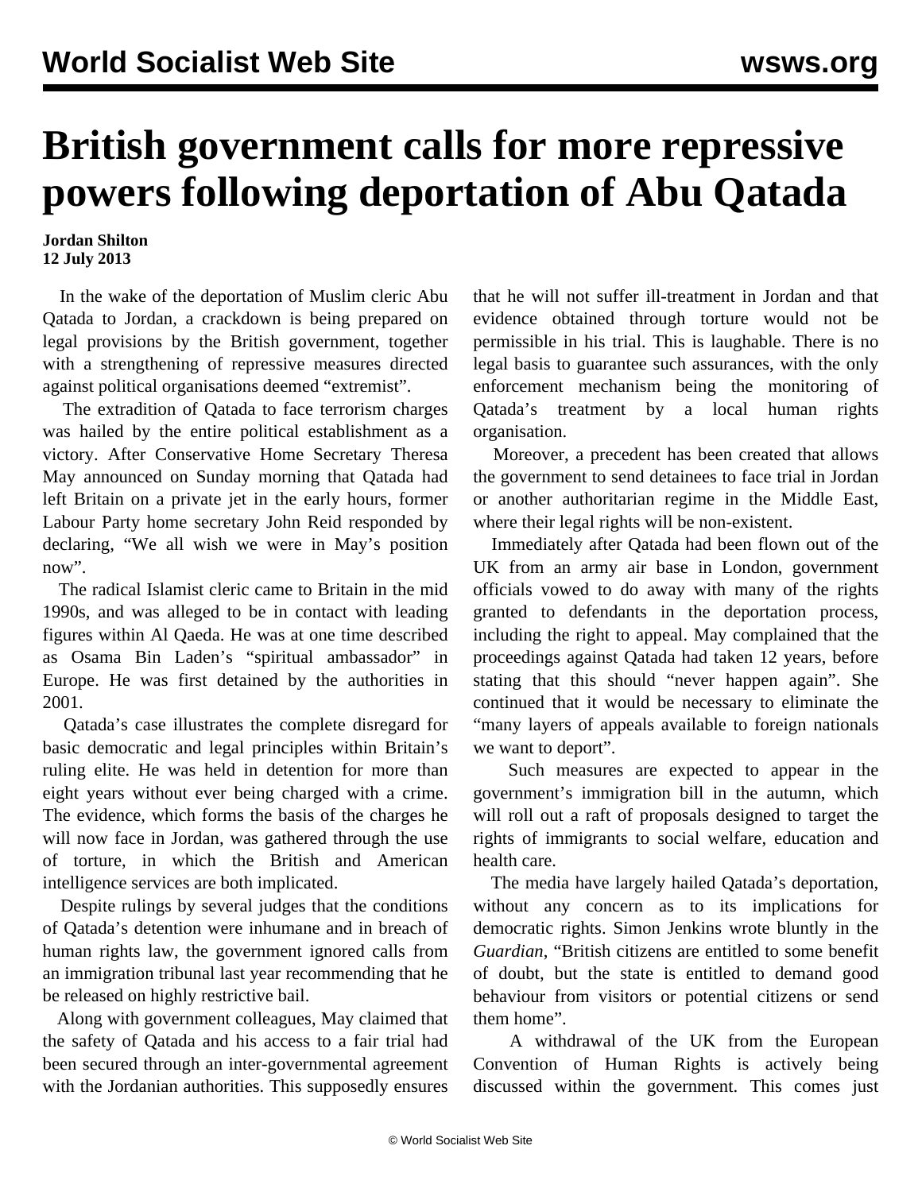# British government calls for more repressive powers following deportation of Abu Qatada

**Jordan Shilton**
**12 July 2013**

In the wake of the deportation of Muslim cleric Abu Qatada to Jordan, a crackdown is being prepared on legal provisions by the British government, together with a strengthening of repressive measures directed against political organisations deemed "extremist".

The extradition of Qatada to face terrorism charges was hailed by the entire political establishment as a victory. After Conservative Home Secretary Theresa May announced on Sunday morning that Qatada had left Britain on a private jet in the early hours, former Labour Party home secretary John Reid responded by declaring, "We all wish we were in May's position now".

The radical Islamist cleric came to Britain in the mid 1990s, and was alleged to be in contact with leading figures within Al Qaeda. He was at one time described as Osama Bin Laden's "spiritual ambassador" in Europe. He was first detained by the authorities in 2001.

Qatada's case illustrates the complete disregard for basic democratic and legal principles within Britain's ruling elite. He was held in detention for more than eight years without ever being charged with a crime. The evidence, which forms the basis of the charges he will now face in Jordan, was gathered through the use of torture, in which the British and American intelligence services are both implicated.

Despite rulings by several judges that the conditions of Qatada's detention were inhumane and in breach of human rights law, the government ignored calls from an immigration tribunal last year recommending that he be released on highly restrictive bail.

Along with government colleagues, May claimed that the safety of Qatada and his access to a fair trial had been secured through an inter-governmental agreement with the Jordanian authorities. This supposedly ensures that he will not suffer ill-treatment in Jordan and that evidence obtained through torture would not be permissible in his trial. This is laughable. There is no legal basis to guarantee such assurances, with the only enforcement mechanism being the monitoring of Qatada's treatment by a local human rights organisation.

Moreover, a precedent has been created that allows the government to send detainees to face trial in Jordan or another authoritarian regime in the Middle East, where their legal rights will be non-existent.

Immediately after Qatada had been flown out of the UK from an army air base in London, government officials vowed to do away with many of the rights granted to defendants in the deportation process, including the right to appeal. May complained that the proceedings against Qatada had taken 12 years, before stating that this should "never happen again". She continued that it would be necessary to eliminate the "many layers of appeals available to foreign nationals we want to deport".

Such measures are expected to appear in the government's immigration bill in the autumn, which will roll out a raft of proposals designed to target the rights of immigrants to social welfare, education and health care.

The media have largely hailed Qatada's deportation, without any concern as to its implications for democratic rights. Simon Jenkins wrote bluntly in the *Guardian*, "British citizens are entitled to some benefit of doubt, but the state is entitled to demand good behaviour from visitors or potential citizens or send them home".

A withdrawal of the UK from the European Convention of Human Rights is actively being discussed within the government. This comes just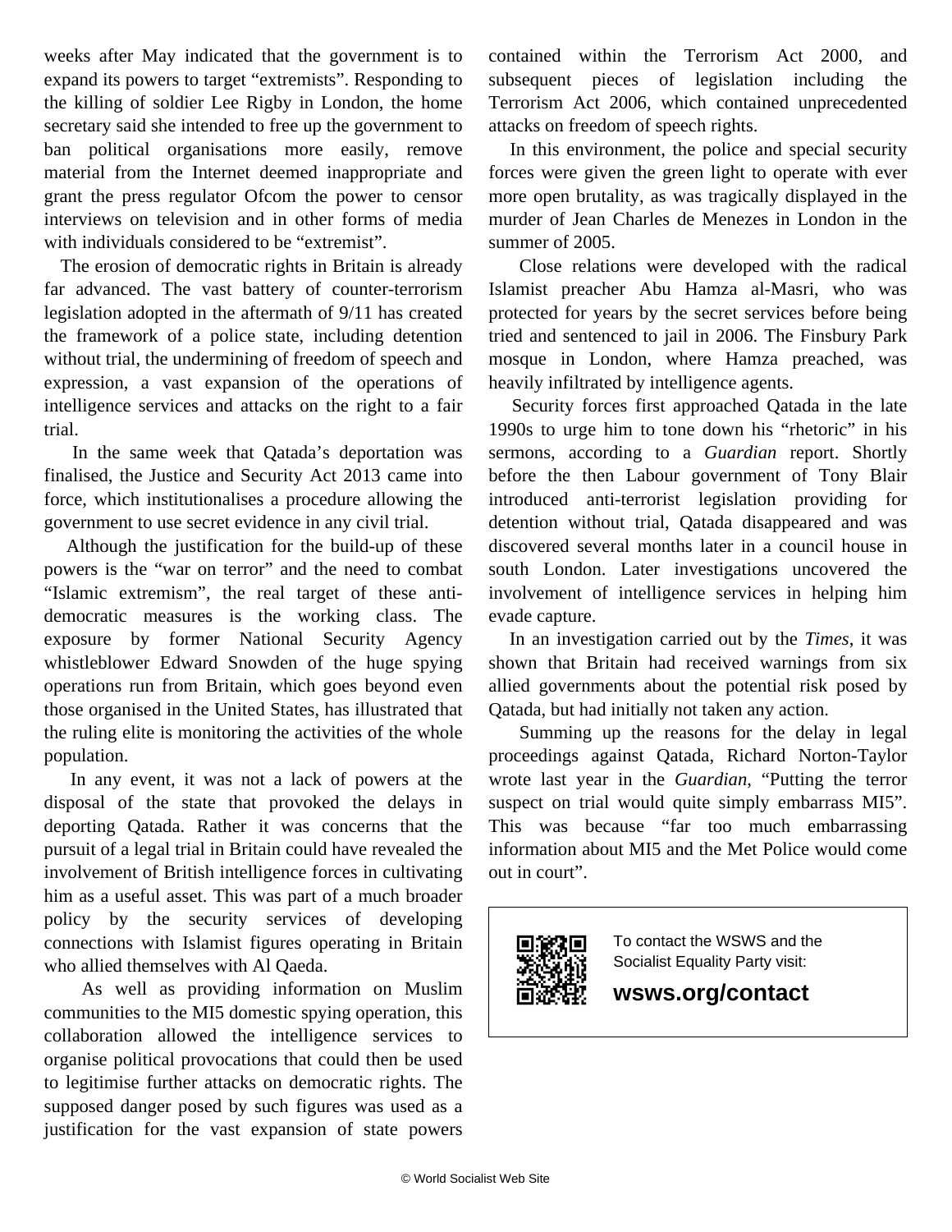weeks after May indicated that the government is to expand its powers to target "extremists". Responding to the killing of soldier Lee Rigby in London, the home secretary said she intended to free up the government to ban political organisations more easily, remove material from the Internet deemed inappropriate and grant the press regulator Ofcom the power to censor interviews on television and in other forms of media with individuals considered to be "extremist".

The erosion of democratic rights in Britain is already far advanced. The vast battery of counter-terrorism legislation adopted in the aftermath of 9/11 has created the framework of a police state, including detention without trial, the undermining of freedom of speech and expression, a vast expansion of the operations of intelligence services and attacks on the right to a fair trial.

In the same week that Qatada's deportation was finalised, the Justice and Security Act 2013 came into force, which institutionalises a procedure allowing the government to use secret evidence in any civil trial.

Although the justification for the build-up of these powers is the "war on terror" and the need to combat "Islamic extremism", the real target of these anti-democratic measures is the working class. The exposure by former National Security Agency whistleblower Edward Snowden of the huge spying operations run from Britain, which goes beyond even those organised in the United States, has illustrated that the ruling elite is monitoring the activities of the whole population.

In any event, it was not a lack of powers at the disposal of the state that provoked the delays in deporting Qatada. Rather it was concerns that the pursuit of a legal trial in Britain could have revealed the involvement of British intelligence forces in cultivating him as a useful asset. This was part of a much broader policy by the security services of developing connections with Islamist figures operating in Britain who allied themselves with Al Qaeda.

As well as providing information on Muslim communities to the MI5 domestic spying operation, this collaboration allowed the intelligence services to organise political provocations that could then be used to legitimise further attacks on democratic rights. The supposed danger posed by such figures was used as a justification for the vast expansion of state powers contained within the Terrorism Act 2000, and subsequent pieces of legislation including the Terrorism Act 2006, which contained unprecedented attacks on freedom of speech rights.

In this environment, the police and special security forces were given the green light to operate with ever more open brutality, as was tragically displayed in the murder of Jean Charles de Menezes in London in the summer of 2005.

Close relations were developed with the radical Islamist preacher Abu Hamza al-Masri, who was protected for years by the secret services before being tried and sentenced to jail in 2006. The Finsbury Park mosque in London, where Hamza preached, was heavily infiltrated by intelligence agents.

Security forces first approached Qatada in the late 1990s to urge him to tone down his "rhetoric" in his sermons, according to a *Guardian* report. Shortly before the then Labour government of Tony Blair introduced anti-terrorist legislation providing for detention without trial, Qatada disappeared and was discovered several months later in a council house in south London. Later investigations uncovered the involvement of intelligence services in helping him evade capture.

In an investigation carried out by the *Times*, it was shown that Britain had received warnings from six allied governments about the potential risk posed by Qatada, but had initially not taken any action.

Summing up the reasons for the delay in legal proceedings against Qatada, Richard Norton-Taylor wrote last year in the *Guardian*, "Putting the terror suspect on trial would quite simply embarrass MI5". This was because "far too much embarrassing information about MI5 and the Met Police would come out in court".

To contact the WSWS and the Socialist Equality Party visit:

**wsws.org/contact**